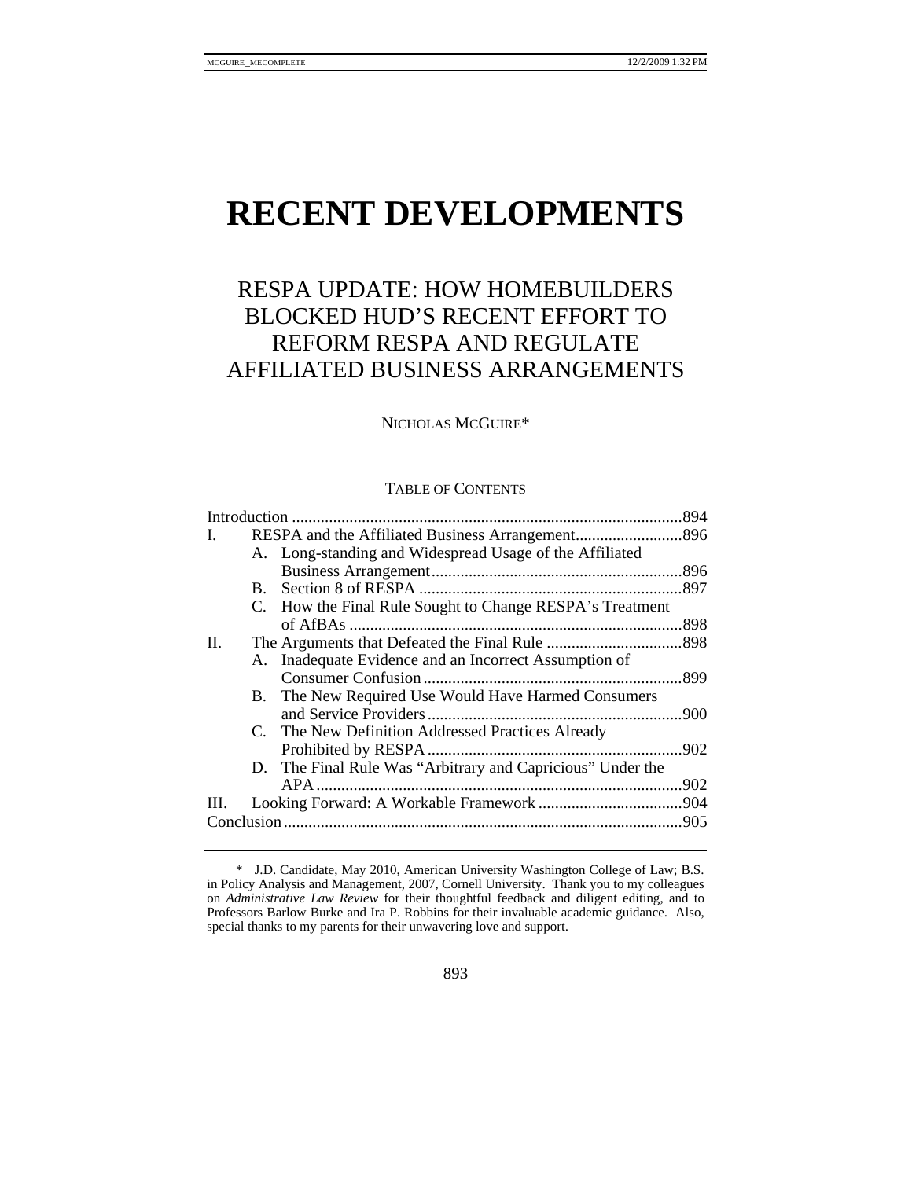# RECENT DEVELOPMENTS

## RESPA UPDATE: HOW HOMEBUILDERS BLOCKED HUD'S RECENT EFFORT TO REFORM RESPA AND REGULATE AFFILIATED BUSINESS ARRANGEMENTS

NICHOLAS MCGUIRE*

TABLE OF CONTENTS

| | | |
|---|---|---|
| Introduction | | 894 |
| I. | RESPA and the Affiliated Business Arrangement | 896 |
| | A. Long-standing and Widespread Usage of the Affiliated Business Arrangement | 896 |
| | B. Section 8 of RESPA | 897 |
| | C. How the Final Rule Sought to Change RESPA's Treatment of AfBAs | 898 |
| II. | The Arguments that Defeated the Final Rule | 898 |
| | A. Inadequate Evidence and an Incorrect Assumption of Consumer Confusion | 899 |
| | B. The New Required Use Would Have Harmed Consumers and Service Providers | 900 |
| | C. The New Definition Addressed Practices Already Prohibited by RESPA | 902 |
| | D. The Final Rule Was "Arbitrary and Capricious" Under the APA | 902 |
| III. | Looking Forward: A Workable Framework | 904 |
| Conclusion | | 905 |

\* J.D. Candidate, May 2010, American University Washington College of Law; B.S. in Policy Analysis and Management, 2007, Cornell University. Thank you to my colleagues on *Administrative Law Review* for their thoughtful feedback and diligent editing, and to Professors Barlow Burke and Ira P. Robbins for their invaluable academic guidance. Also, special thanks to my parents for their unwavering love and support.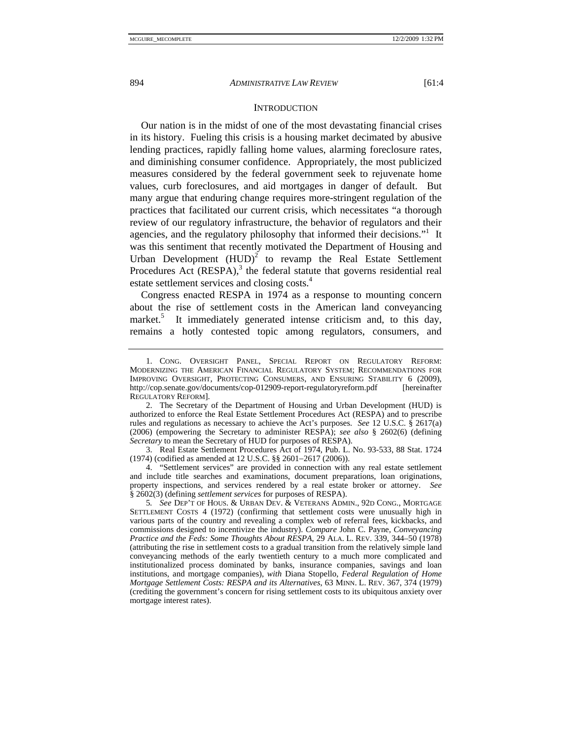## INTRODUCTION

Our nation is in the midst of one of the most devastating financial crises in its history. Fueling this crisis is a housing market decimated by abusive lending practices, rapidly falling home values, alarming foreclosure rates, and diminishing consumer confidence. Appropriately, the most publicized measures considered by the federal government seek to rejuvenate home values, curb foreclosures, and aid mortgages in danger of default. But many argue that enduring change requires more-stringent regulation of the practices that facilitated our current crisis, which necessitates "a thorough review of our regulatory infrastructure, the behavior of regulators and their agencies, and the regulatory philosophy that informed their decisions."[1] It was this sentiment that recently motivated the Department of Housing and Urban Development (HUD)[2] to revamp the Real Estate Settlement Procedures Act (RESPA),[3] the federal statute that governs residential real estate settlement services and closing costs.[4]

Congress enacted RESPA in 1974 as a response to mounting concern about the rise of settlement costs in the American land conveyancing market.[5] It immediately generated intense criticism and, to this day, remains a hotly contested topic among regulators, consumers, and

---

1. CONG. OVERSIGHT PANEL, SPECIAL REPORT ON REGULATORY REFORM: MODERNIZING THE AMERICAN FINANCIAL REGULATORY SYSTEM; RECOMMENDATIONS FOR IMPROVING OVERSIGHT, PROTECTING CONSUMERS, AND ENSURING STABILITY 6 (2009), http://cop.senate.gov/documents/cop-012909-report-regulatoryreform.pdf [hereinafter REGULATORY REFORM].

2. The Secretary of the Department of Housing and Urban Development (HUD) is authorized to enforce the Real Estate Settlement Procedures Act (RESPA) and to prescribe rules and regulations as necessary to achieve the Act's purposes. *See* 12 U.S.C. § 2617(a) (2006) (empowering the Secretary to administer RESPA); *see also* § 2602(6) (defining *Secretary* to mean the Secretary of HUD for purposes of RESPA).

3. Real Estate Settlement Procedures Act of 1974, Pub. L. No. 93-533, 88 Stat. 1724 (1974) (codified as amended at 12 U.S.C. §§ 2601–2617 (2006)).

4. "Settlement services" are provided in connection with any real estate settlement and include title searches and examinations, document preparations, loan originations, property inspections, and services rendered by a real estate broker or attorney. *See* § 2602(3) (defining *settlement services* for purposes of RESPA).

5. *See* DEP'T OF HOUS. & URBAN DEV. & VETERANS ADMIN., 92D CONG., MORTGAGE SETTLEMENT COSTS 4 (1972) (confirming that settlement costs were unusually high in various parts of the country and revealing a complex web of referral fees, kickbacks, and commissions designed to incentivize the industry). *Compare* John C. Payne, *Conveyancing Practice and the Feds: Some Thoughts About RESPA*, 29 ALA. L. REV. 339, 344–50 (1978) (attributing the rise in settlement costs to a gradual transition from the relatively simple land conveyancing methods of the early twentieth century to a much more complicated and institutionalized process dominated by banks, insurance companies, savings and loan institutions, and mortgage companies), *with* Diana Stopello, *Federal Regulation of Home Mortgage Settlement Costs: RESPA and its Alternatives*, 63 MINN. L. REV. 367, 374 (1979) (crediting the government's concern for rising settlement costs to its ubiquitous anxiety over mortgage interest rates).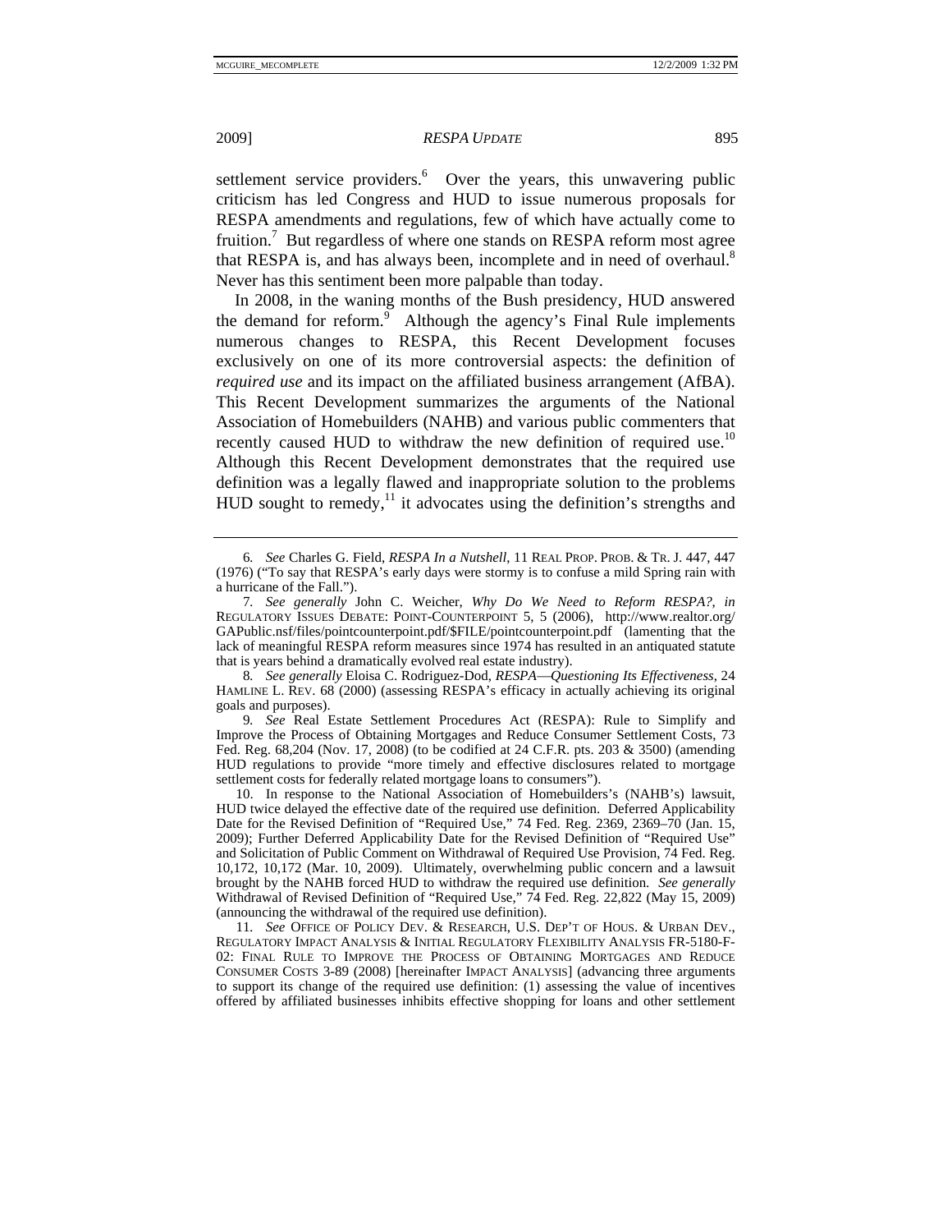settlement service providers.[6] Over the years, this unwavering public criticism has led Congress and HUD to issue numerous proposals for RESPA amendments and regulations, few of which have actually come to fruition.[7] But regardless of where one stands on RESPA reform most agree that RESPA is, and has always been, incomplete and in need of overhaul.[8] Never has this sentiment been more palpable than today.

In 2008, in the waning months of the Bush presidency, HUD answered the demand for reform.[9] Although the agency's Final Rule implements numerous changes to RESPA, this Recent Development focuses exclusively on one of its more controversial aspects: the definition of *required use* and its impact on the affiliated business arrangement (AfBA). This Recent Development summarizes the arguments of the National Association of Homebuilders (NAHB) and various public commenters that recently caused HUD to withdraw the new definition of required use.[10] Although this Recent Development demonstrates that the required use definition was a legally flawed and inappropriate solution to the problems HUD sought to remedy,[11] it advocates using the definition's strengths and

---

6. *See* Charles G. Field, *RESPA In a Nutshell*, 11 REAL PROP. PROB. & TR. J. 447, 447 (1976) ("To say that RESPA's early days were stormy is to confuse a mild Spring rain with a hurricane of the Fall.").

7. *See generally* John C. Weicher, *Why Do We Need to Reform RESPA?*, *in* REGULATORY ISSUES DEBATE: POINT-COUNTERPOINT 5, 5 (2006), http://www.realtor.org/GAPublic.nsf/files/pointcounterpoint.pdf/$FILE/pointcounterpoint.pdf (lamenting that the lack of meaningful RESPA reform measures since 1974 has resulted in an antiquated statute that is years behind a dramatically evolved real estate industry).

8. *See generally* Eloisa C. Rodriguez-Dod, *RESPA—Questioning Its Effectiveness*, 24 HAMLINE L. REV. 68 (2000) (assessing RESPA's efficacy in actually achieving its original goals and purposes).

9. *See* Real Estate Settlement Procedures Act (RESPA): Rule to Simplify and Improve the Process of Obtaining Mortgages and Reduce Consumer Settlement Costs, 73 Fed. Reg. 68,204 (Nov. 17, 2008) (to be codified at 24 C.F.R. pts. 203 & 3500) (amending HUD regulations to provide "more timely and effective disclosures related to mortgage settlement costs for federally related mortgage loans to consumers").

10. In response to the National Association of Homebuilders's (NAHB's) lawsuit, HUD twice delayed the effective date of the required use definition. Deferred Applicability Date for the Revised Definition of "Required Use," 74 Fed. Reg. 2369, 2369–70 (Jan. 15, 2009); Further Deferred Applicability Date for the Revised Definition of "Required Use" and Solicitation of Public Comment on Withdrawal of Required Use Provision, 74 Fed. Reg. 10,172, 10,172 (Mar. 10, 2009). Ultimately, overwhelming public concern and a lawsuit brought by the NAHB forced HUD to withdraw the required use definition. *See generally* Withdrawal of Revised Definition of "Required Use," 74 Fed. Reg. 22,822 (May 15, 2009) (announcing the withdrawal of the required use definition).

11. *See* OFFICE OF POLICY DEV. & RESEARCH, U.S. DEP'T OF HOUS. & URBAN DEV., REGULATORY IMPACT ANALYSIS & INITIAL REGULATORY FLEXIBILITY ANALYSIS FR-5180-F-02: FINAL RULE TO IMPROVE THE PROCESS OF OBTAINING MORTGAGES AND REDUCE CONSUMER COSTS 3-89 (2008) [hereinafter IMPACT ANALYSIS] (advancing three arguments to support its change of the required use definition: (1) assessing the value of incentives offered by affiliated businesses inhibits effective shopping for loans and other settlement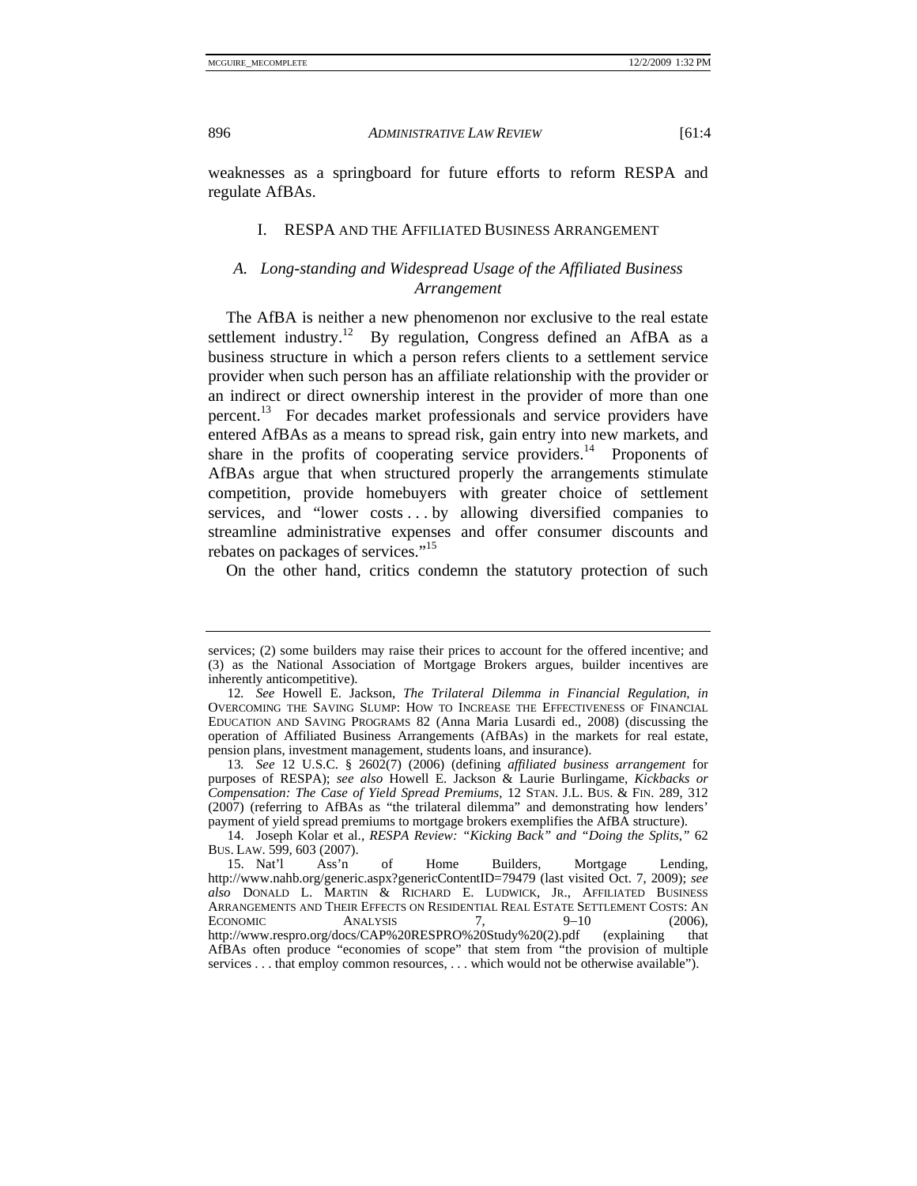weaknesses as a springboard for future efforts to reform RESPA and regulate AfBAs.

## I. RESPA AND THE AFFILIATED BUSINESS ARRANGEMENT

### *A. Long-standing and Widespread Usage of the Affiliated Business Arrangement*

The AfBA is neither a new phenomenon nor exclusive to the real estate settlement industry.[12] By regulation, Congress defined an AfBA as a business structure in which a person refers clients to a settlement service provider when such person has an affiliate relationship with the provider or an indirect or direct ownership interest in the provider of more than one percent.[13] For decades market professionals and service providers have entered AfBAs as a means to spread risk, gain entry into new markets, and share in the profits of cooperating service providers.[14] Proponents of AfBAs argue that when structured properly the arrangements stimulate competition, provide homebuyers with greater choice of settlement services, and "lower costs . . . by allowing diversified companies to streamline administrative expenses and offer consumer discounts and rebates on packages of services."[15]

On the other hand, critics condemn the statutory protection of such

---

services; (2) some builders may raise their prices to account for the offered incentive; and (3) as the National Association of Mortgage Brokers argues, builder incentives are inherently anticompetitive).

12. *See* Howell E. Jackson, *The Trilateral Dilemma in Financial Regulation*, *in* OVERCOMING THE SAVING SLUMP: HOW TO INCREASE THE EFFECTIVENESS OF FINANCIAL EDUCATION AND SAVING PROGRAMS 82 (Anna Maria Lusardi ed., 2008) (discussing the operation of Affiliated Business Arrangements (AfBAs) in the markets for real estate, pension plans, investment management, students loans, and insurance).

13. *See* 12 U.S.C. § 2602(7) (2006) (defining *affiliated business arrangement* for purposes of RESPA); *see also* Howell E. Jackson & Laurie Burlingame, *Kickbacks or Compensation: The Case of Yield Spread Premiums*, 12 STAN. J.L. BUS. & FIN. 289, 312 (2007) (referring to AfBAs as "the trilateral dilemma" and demonstrating how lenders' payment of yield spread premiums to mortgage brokers exemplifies the AfBA structure).

14. Joseph Kolar et al., *RESPA Review: "Kicking Back" and "Doing the Splits,"* 62 BUS. LAW. 599, 603 (2007).

15. Nat'l Ass'n of Home Builders, Mortgage Lending, http://www.nahb.org/generic.aspx?genericContentID=79479 (last visited Oct. 7, 2009); *see also* DONALD L. MARTIN & RICHARD E. LUDWICK, JR., AFFILIATED BUSINESS ARRANGEMENTS AND THEIR EFFECTS ON RESIDENTIAL REAL ESTATE SETTLEMENT COSTS: AN ECONOMIC ANALYSIS 7, 9–10 (2006), http://www.respro.org/docs/CAP%20RESPRO%20Study%20(2).pdf (explaining that AfBAs often produce "economies of scope" that stem from "the provision of multiple services . . . that employ common resources, . . . which would not be otherwise available").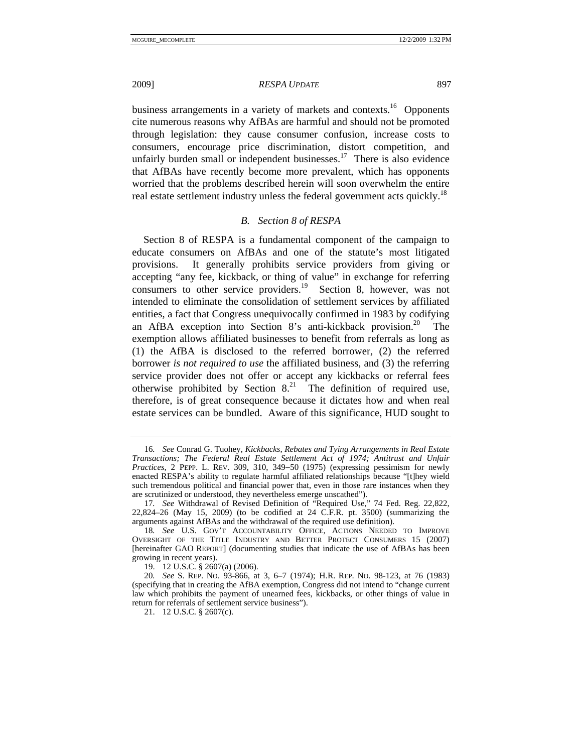business arrangements in a variety of markets and contexts.[16] Opponents cite numerous reasons why AfBAs are harmful and should not be promoted through legislation: they cause consumer confusion, increase costs to consumers, encourage price discrimination, distort competition, and unfairly burden small or independent businesses.[17] There is also evidence that AfBAs have recently become more prevalent, which has opponents worried that the problems described herein will soon overwhelm the entire real estate settlement industry unless the federal government acts quickly.[18]

### *B. Section 8 of RESPA*

Section 8 of RESPA is a fundamental component of the campaign to educate consumers on AfBAs and one of the statute's most litigated provisions. It generally prohibits service providers from giving or accepting "any fee, kickback, or thing of value" in exchange for referring consumers to other service providers.[19] Section 8, however, was not intended to eliminate the consolidation of settlement services by affiliated entities, a fact that Congress unequivocally confirmed in 1983 by codifying an AfBA exception into Section 8's anti-kickback provision.[20] The exemption allows affiliated businesses to benefit from referrals as long as (1) the AfBA is disclosed to the referred borrower, (2) the referred borrower *is not required to use* the affiliated business, and (3) the referring service provider does not offer or accept any kickbacks or referral fees otherwise prohibited by Section 8.[21] The definition of required use, therefore, is of great consequence because it dictates how and when real estate services can be bundled. Aware of this significance, HUD sought to

---

16. *See* Conrad G. Tuohey, *Kickbacks, Rebates and Tying Arrangements in Real Estate Transactions; The Federal Real Estate Settlement Act of 1974; Antitrust and Unfair Practices*, 2 PEPP. L. REV. 309, 310, 349–50 (1975) (expressing pessimism for newly enacted RESPA's ability to regulate harmful affiliated relationships because "[t]hey wield such tremendous political and financial power that, even in those rare instances when they are scrutinized or understood, they nevertheless emerge unscathed").

17. *See* Withdrawal of Revised Definition of "Required Use," 74 Fed. Reg. 22,822, 22,824–26 (May 15, 2009) (to be codified at 24 C.F.R. pt. 3500) (summarizing the arguments against AfBAs and the withdrawal of the required use definition).

18. *See* U.S. GOV'T ACCOUNTABILITY OFFICE, ACTIONS NEEDED TO IMPROVE OVERSIGHT OF THE TITLE INDUSTRY AND BETTER PROTECT CONSUMERS 15 (2007) [hereinafter GAO REPORT] (documenting studies that indicate the use of AfBAs has been growing in recent years).

19. 12 U.S.C. § 2607(a) (2006).

20. *See* S. REP. NO. 93-866, at 3, 6–7 (1974); H.R. REP. NO. 98-123, at 76 (1983) (specifying that in creating the AfBA exemption, Congress did not intend to "change current law which prohibits the payment of unearned fees, kickbacks, or other things of value in return for referrals of settlement service business").

21. 12 U.S.C. § 2607(c).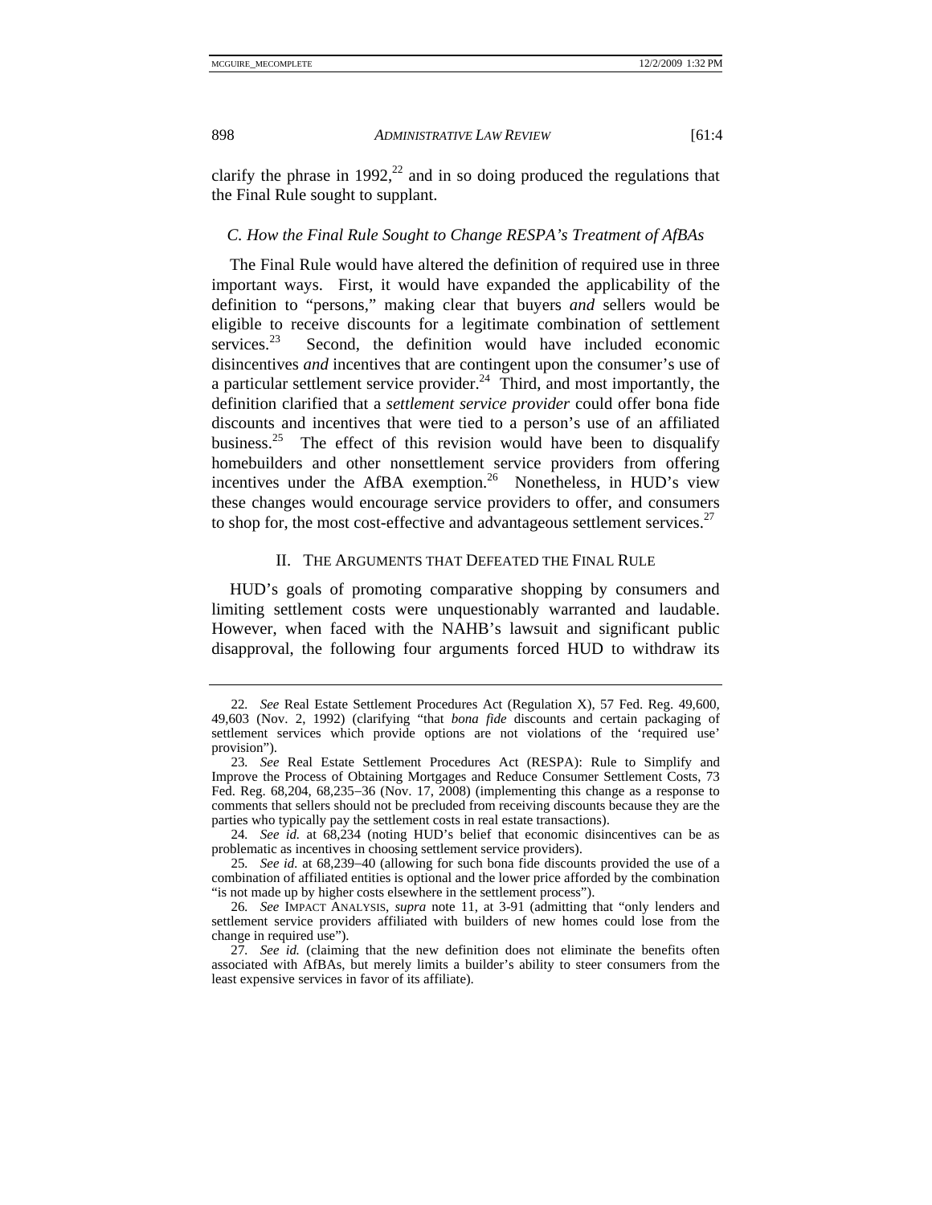clarify the phrase in 1992,[22] and in so doing produced the regulations that the Final Rule sought to supplant.

### *C. How the Final Rule Sought to Change RESPA's Treatment of AfBAs*

The Final Rule would have altered the definition of required use in three important ways. First, it would have expanded the applicability of the definition to "persons," making clear that buyers *and* sellers would be eligible to receive discounts for a legitimate combination of settlement services.[23] Second, the definition would have included economic disincentives *and* incentives that are contingent upon the consumer's use of a particular settlement service provider.[24] Third, and most importantly, the definition clarified that a *settlement service provider* could offer bona fide discounts and incentives that were tied to a person's use of an affiliated business.[25] The effect of this revision would have been to disqualify homebuilders and other nonsettlement service providers from offering incentives under the AfBA exemption.[26] Nonetheless, in HUD's view these changes would encourage service providers to offer, and consumers to shop for, the most cost-effective and advantageous settlement services.[27]

## II. The Arguments that Defeated the Final Rule

HUD's goals of promoting comparative shopping by consumers and limiting settlement costs were unquestionably warranted and laudable. However, when faced with the NAHB's lawsuit and significant public disapproval, the following four arguments forced HUD to withdraw its

---

22. *See* Real Estate Settlement Procedures Act (Regulation X), 57 Fed. Reg. 49,600, 49,603 (Nov. 2, 1992) (clarifying "that *bona fide* discounts and certain packaging of settlement services which provide options are not violations of the 'required use' provision").

23. *See* Real Estate Settlement Procedures Act (RESPA): Rule to Simplify and Improve the Process of Obtaining Mortgages and Reduce Consumer Settlement Costs, 73 Fed. Reg. 68,204, 68,235–36 (Nov. 17, 2008) (implementing this change as a response to comments that sellers should not be precluded from receiving discounts because they are the parties who typically pay the settlement costs in real estate transactions).

24. *See id.* at 68,234 (noting HUD's belief that economic disincentives can be as problematic as incentives in choosing settlement service providers).

25. *See id.* at 68,239–40 (allowing for such bona fide discounts provided the use of a combination of affiliated entities is optional and the lower price afforded by the combination "is not made up by higher costs elsewhere in the settlement process").

26. *See* IMPACT ANALYSIS, *supra* note 11, at 3-91 (admitting that "only lenders and settlement service providers affiliated with builders of new homes could lose from the change in required use").

27. *See id.* (claiming that the new definition does not eliminate the benefits often associated with AfBAs, but merely limits a builder's ability to steer consumers from the least expensive services in favor of its affiliate).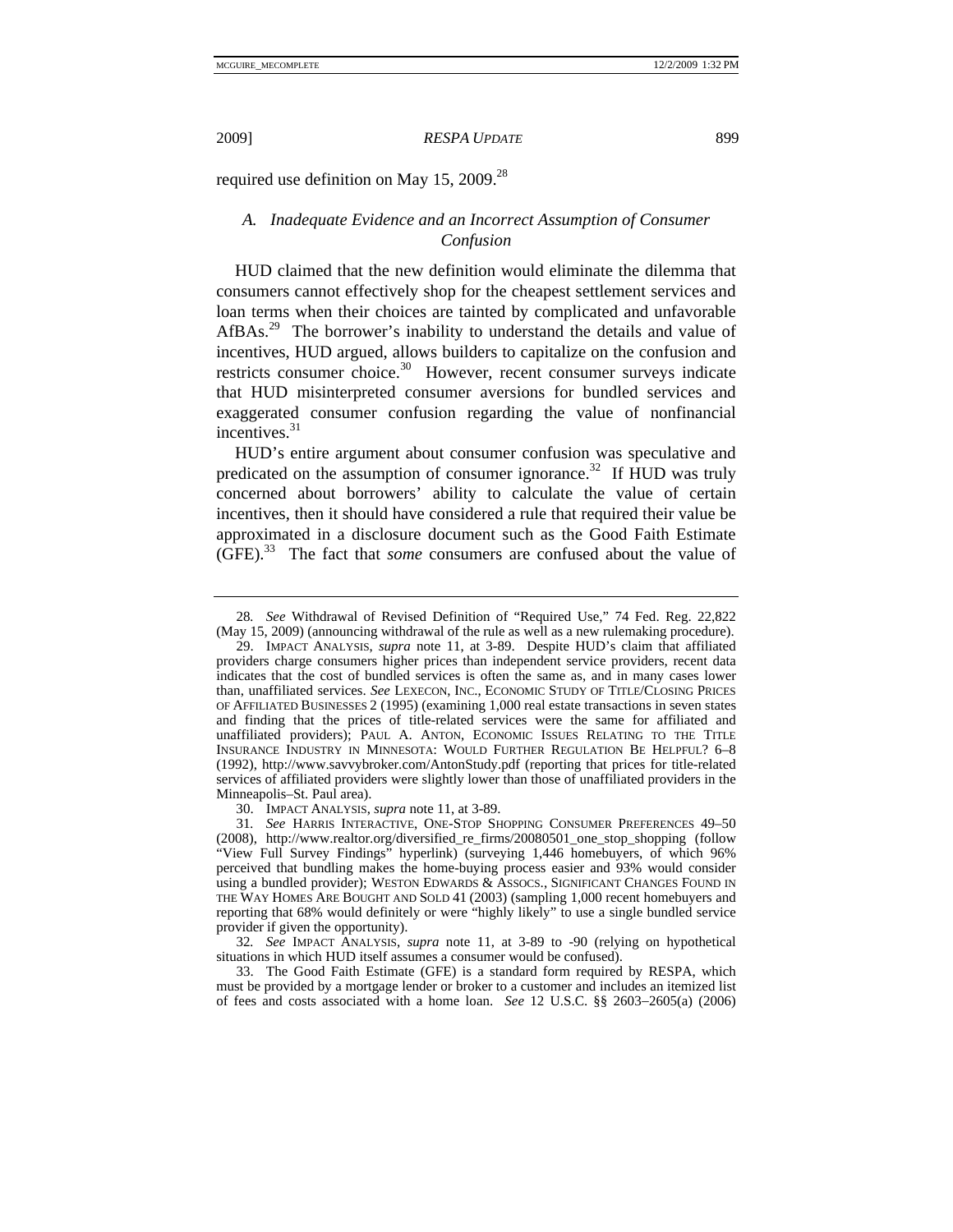required use definition on May 15, 2009.[28]

### *A. Inadequate Evidence and an Incorrect Assumption of Consumer Confusion*

HUD claimed that the new definition would eliminate the dilemma that consumers cannot effectively shop for the cheapest settlement services and loan terms when their choices are tainted by complicated and unfavorable AfBAs.[29] The borrower's inability to understand the details and value of incentives, HUD argued, allows builders to capitalize on the confusion and restricts consumer choice.[30] However, recent consumer surveys indicate that HUD misinterpreted consumer aversions for bundled services and exaggerated consumer confusion regarding the value of nonfinancial incentives.[31]

HUD's entire argument about consumer confusion was speculative and predicated on the assumption of consumer ignorance.[32] If HUD was truly concerned about borrowers' ability to calculate the value of certain incentives, then it should have considered a rule that required their value be approximated in a disclosure document such as the Good Faith Estimate (GFE).[33] The fact that *some* consumers are confused about the value of

---

28. *See* Withdrawal of Revised Definition of "Required Use," 74 Fed. Reg. 22,822 (May 15, 2009) (announcing withdrawal of the rule as well as a new rulemaking procedure).

29. IMPACT ANALYSIS, *supra* note 11, at 3-89. Despite HUD's claim that affiliated providers charge consumers higher prices than independent service providers, recent data indicates that the cost of bundled services is often the same as, and in many cases lower than, unaffiliated services. *See* LEXECON, INC., ECONOMIC STUDY OF TITLE/CLOSING PRICES OF AFFILIATED BUSINESSES 2 (1995) (examining 1,000 real estate transactions in seven states and finding that the prices of title-related services were the same for affiliated and unaffiliated providers); PAUL A. ANTON, ECONOMIC ISSUES RELATING TO THE TITLE INSURANCE INDUSTRY IN MINNESOTA: WOULD FURTHER REGULATION BE HELPFUL? 6–8 (1992), http://www.savvybroker.com/AntonStudy.pdf (reporting that prices for title-related services of affiliated providers were slightly lower than those of unaffiliated providers in the Minneapolis–St. Paul area).

30. IMPACT ANALYSIS, *supra* note 11, at 3-89.

31. *See* HARRIS INTERACTIVE, ONE-STOP SHOPPING CONSUMER PREFERENCES 49–50 (2008), http://www.realtor.org/diversified_re_firms/20080501_one_stop_shopping (follow "View Full Survey Findings" hyperlink) (surveying 1,446 homebuyers, of which 96% perceived that bundling makes the home-buying process easier and 93% would consider using a bundled provider); WESTON EDWARDS & ASSOCS., SIGNIFICANT CHANGES FOUND IN THE WAY HOMES ARE BOUGHT AND SOLD 41 (2003) (sampling 1,000 recent homebuyers and reporting that 68% would definitely or were "highly likely" to use a single bundled service provider if given the opportunity).

32. *See* IMPACT ANALYSIS, *supra* note 11, at 3-89 to -90 (relying on hypothetical situations in which HUD itself assumes a consumer would be confused).

33. The Good Faith Estimate (GFE) is a standard form required by RESPA, which must be provided by a mortgage lender or broker to a customer and includes an itemized list of fees and costs associated with a home loan. *See* 12 U.S.C. §§ 2603–2605(a) (2006)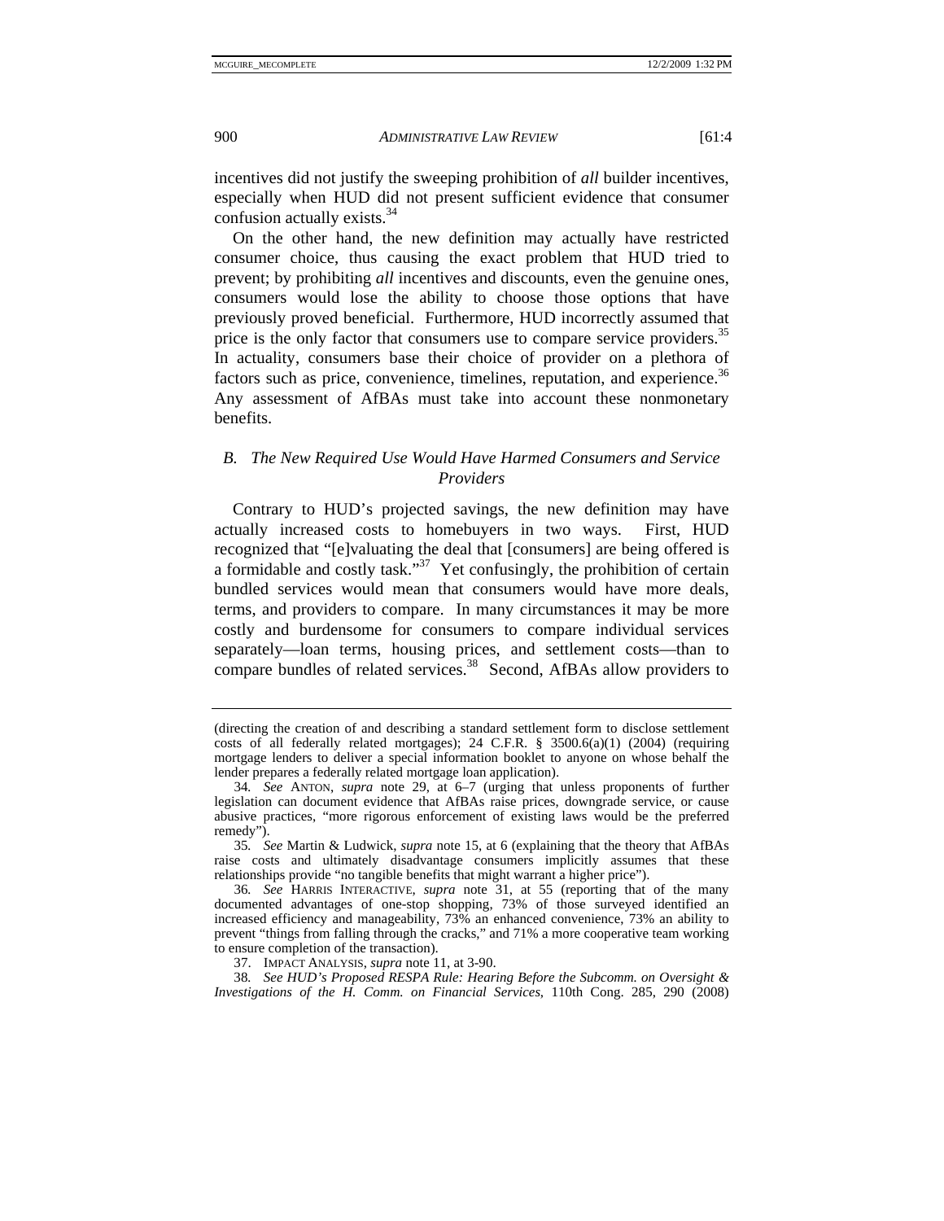incentives did not justify the sweeping prohibition of *all* builder incentives, especially when HUD did not present sufficient evidence that consumer confusion actually exists.[34]

On the other hand, the new definition may actually have restricted consumer choice, thus causing the exact problem that HUD tried to prevent; by prohibiting *all* incentives and discounts, even the genuine ones, consumers would lose the ability to choose those options that have previously proved beneficial. Furthermore, HUD incorrectly assumed that price is the only factor that consumers use to compare service providers.[35] In actuality, consumers base their choice of provider on a plethora of factors such as price, convenience, timelines, reputation, and experience.[36] Any assessment of AfBAs must take into account these nonmonetary benefits.

### *B. The New Required Use Would Have Harmed Consumers and Service Providers*

Contrary to HUD's projected savings, the new definition may have actually increased costs to homebuyers in two ways. First, HUD recognized that "[e]valuating the deal that [consumers] are being offered is a formidable and costly task."[37] Yet confusingly, the prohibition of certain bundled services would mean that consumers would have more deals, terms, and providers to compare. In many circumstances it may be more costly and burdensome for consumers to compare individual services separately—loan terms, housing prices, and settlement costs—than to compare bundles of related services.[38] Second, AfBAs allow providers to

---

(directing the creation of and describing a standard settlement form to disclose settlement costs of all federally related mortgages); 24 C.F.R. § 3500.6(a)(1) (2004) (requiring mortgage lenders to deliver a special information booklet to anyone on whose behalf the lender prepares a federally related mortgage loan application).

34. *See* ANTON, *supra* note 29, at 6–7 (urging that unless proponents of further legislation can document evidence that AfBAs raise prices, downgrade service, or cause abusive practices, "more rigorous enforcement of existing laws would be the preferred remedy").

35. *See* Martin & Ludwick, *supra* note 15, at 6 (explaining that the theory that AfBAs raise costs and ultimately disadvantage consumers implicitly assumes that these relationships provide "no tangible benefits that might warrant a higher price").

36. *See* HARRIS INTERACTIVE, *supra* note 31, at 55 (reporting that of the many documented advantages of one-stop shopping, 73% of those surveyed identified an increased efficiency and manageability, 73% an enhanced convenience, 73% an ability to prevent "things from falling through the cracks," and 71% a more cooperative team working to ensure completion of the transaction).

37. IMPACT ANALYSIS, *supra* note 11, at 3-90.

38. *See HUD's Proposed RESPA Rule: Hearing Before the Subcomm. on Oversight & Investigations of the H. Comm. on Financial Services*, 110th Cong. 285, 290 (2008)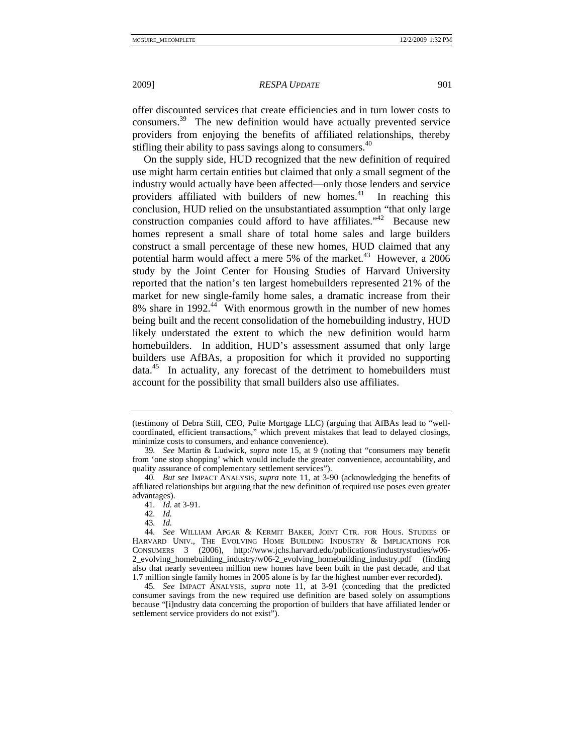offer discounted services that create efficiencies and in turn lower costs to consumers.[39] The new definition would have actually prevented service providers from enjoying the benefits of affiliated relationships, thereby stifling their ability to pass savings along to consumers.[40]

On the supply side, HUD recognized that the new definition of required use might harm certain entities but claimed that only a small segment of the industry would actually have been affected—only those lenders and service providers affiliated with builders of new homes.[41] In reaching this conclusion, HUD relied on the unsubstantiated assumption "that only large construction companies could afford to have affiliates."[42] Because new homes represent a small share of total home sales and large builders construct a small percentage of these new homes, HUD claimed that any potential harm would affect a mere 5% of the market.[43] However, a 2006 study by the Joint Center for Housing Studies of Harvard University reported that the nation's ten largest homebuilders represented 21% of the market for new single-family home sales, a dramatic increase from their 8% share in 1992.[44] With enormous growth in the number of new homes being built and the recent consolidation of the homebuilding industry, HUD likely understated the extent to which the new definition would harm homebuilders. In addition, HUD's assessment assumed that only large builders use AfBAs, a proposition for which it provided no supporting data.[45] In actuality, any forecast of the detriment to homebuilders must account for the possibility that small builders also use affiliates.

---

(testimony of Debra Still, CEO, Pulte Mortgage LLC) (arguing that AfBAs lead to "well-coordinated, efficient transactions," which prevent mistakes that lead to delayed closings, minimize costs to consumers, and enhance convenience).

39. *See* Martin & Ludwick, *supra* note 15, at 9 (noting that "consumers may benefit from 'one stop shopping' which would include the greater convenience, accountability, and quality assurance of complementary settlement services").

40. *But see* IMPACT ANALYSIS, *supra* note 11, at 3-90 (acknowledging the benefits of affiliated relationships but arguing that the new definition of required use poses even greater advantages).

41. *Id.* at 3-91.

42. *Id.*

43. *Id.*

44. *See* WILLIAM APGAR & KERMIT BAKER, JOINT CTR. FOR HOUS. STUDIES OF HARVARD UNIV., THE EVOLVING HOME BUILDING INDUSTRY & IMPLICATIONS FOR CONSUMERS 3 (2006), http://www.jchs.harvard.edu/publications/industrystudies/w06-2_evolving_homebuilding_industry/w06-2_evolving_homebuilding_industry.pdf (finding also that nearly seventeen million new homes have been built in the past decade, and that 1.7 million single family homes in 2005 alone is by far the highest number ever recorded).

45. *See* IMPACT ANALYSIS, *supra* note 11, at 3-91 (conceding that the predicted consumer savings from the new required use definition are based solely on assumptions because "[i]ndustry data concerning the proportion of builders that have affiliated lender or settlement service providers do not exist").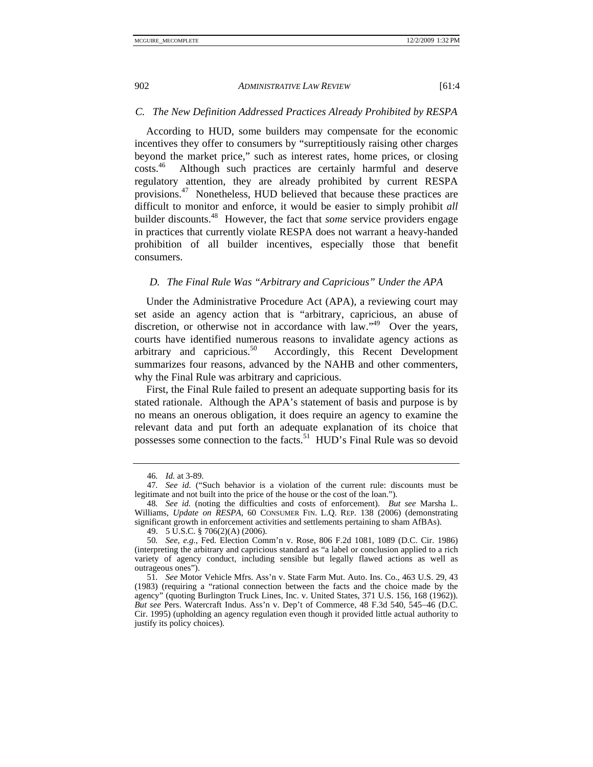### *C. The New Definition Addressed Practices Already Prohibited by RESPA*

According to HUD, some builders may compensate for the economic incentives they offer to consumers by "surreptitiously raising other charges beyond the market price," such as interest rates, home prices, or closing costs.[46] Although such practices are certainly harmful and deserve regulatory attention, they are already prohibited by current RESPA provisions.[47] Nonetheless, HUD believed that because these practices are difficult to monitor and enforce, it would be easier to simply prohibit *all* builder discounts.[48] However, the fact that *some* service providers engage in practices that currently violate RESPA does not warrant a heavy-handed prohibition of all builder incentives, especially those that benefit consumers.

### *D. The Final Rule Was "Arbitrary and Capricious" Under the APA*

Under the Administrative Procedure Act (APA), a reviewing court may set aside an agency action that is "arbitrary, capricious, an abuse of discretion, or otherwise not in accordance with law."[49] Over the years, courts have identified numerous reasons to invalidate agency actions as arbitrary and capricious.[50] Accordingly, this Recent Development summarizes four reasons, advanced by the NAHB and other commenters, why the Final Rule was arbitrary and capricious.

First, the Final Rule failed to present an adequate supporting basis for its stated rationale. Although the APA's statement of basis and purpose is by no means an onerous obligation, it does require an agency to examine the relevant data and put forth an adequate explanation of its choice that possesses some connection to the facts.[51] HUD's Final Rule was so devoid

---

46. *Id.* at 3-89.

47. *See id.* ("Such behavior is a violation of the current rule: discounts must be legitimate and not built into the price of the house or the cost of the loan.").

48. *See id.* (noting the difficulties and costs of enforcement). *But see* Marsha L. Williams, *Update on RESPA*, 60 CONSUMER FIN. L.Q. REP. 138 (2006) (demonstrating significant growth in enforcement activities and settlements pertaining to sham AfBAs).

49. 5 U.S.C. § 706(2)(A) (2006).

50. *See, e.g.*, Fed. Election Comm'n v. Rose, 806 F.2d 1081, 1089 (D.C. Cir. 1986) (interpreting the arbitrary and capricious standard as "a label or conclusion applied to a rich variety of agency conduct, including sensible but legally flawed actions as well as outrageous ones").

51. *See* Motor Vehicle Mfrs. Ass'n v. State Farm Mut. Auto. Ins. Co., 463 U.S. 29, 43 (1983) (requiring a "rational connection between the facts and the choice made by the agency" (quoting Burlington Truck Lines, Inc. v. United States, 371 U.S. 156, 168 (1962)). *But see* Pers. Watercraft Indus. Ass'n v. Dep't of Commerce, 48 F.3d 540, 545–46 (D.C. Cir. 1995) (upholding an agency regulation even though it provided little actual authority to justify its policy choices).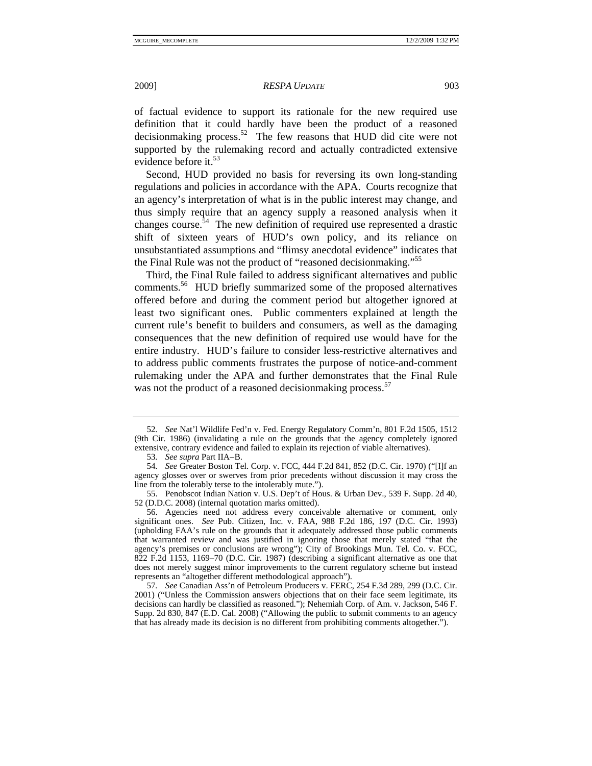of factual evidence to support its rationale for the new required use definition that it could hardly have been the product of a reasoned decisionmaking process.[52] The few reasons that HUD did cite were not supported by the rulemaking record and actually contradicted extensive evidence before it.[53]

Second, HUD provided no basis for reversing its own long-standing regulations and policies in accordance with the APA. Courts recognize that an agency's interpretation of what is in the public interest may change, and thus simply require that an agency supply a reasoned analysis when it changes course.[54] The new definition of required use represented a drastic shift of sixteen years of HUD's own policy, and its reliance on unsubstantiated assumptions and "flimsy anecdotal evidence" indicates that the Final Rule was not the product of "reasoned decisionmaking."[55]

Third, the Final Rule failed to address significant alternatives and public comments.[56] HUD briefly summarized some of the proposed alternatives offered before and during the comment period but altogether ignored at least two significant ones. Public commenters explained at length the current rule's benefit to builders and consumers, as well as the damaging consequences that the new definition of required use would have for the entire industry. HUD's failure to consider less-restrictive alternatives and to address public comments frustrates the purpose of notice-and-comment rulemaking under the APA and further demonstrates that the Final Rule was not the product of a reasoned decisionmaking process.[57]

---

52. *See* Nat'l Wildlife Fed'n v. Fed. Energy Regulatory Comm'n, 801 F.2d 1505, 1512 (9th Cir. 1986) (invalidating a rule on the grounds that the agency completely ignored extensive, contrary evidence and failed to explain its rejection of viable alternatives).

53. *See supra* Part IIA–B.

54. *See* Greater Boston Tel. Corp. v. FCC, 444 F.2d 841, 852 (D.C. Cir. 1970) ("[I]f an agency glosses over or swerves from prior precedents without discussion it may cross the line from the tolerably terse to the intolerably mute.").

55. Penobscot Indian Nation v. U.S. Dep't of Hous. & Urban Dev., 539 F. Supp. 2d 40, 52 (D.D.C. 2008) (internal quotation marks omitted).

56. Agencies need not address every conceivable alternative or comment, only significant ones. *See* Pub. Citizen, Inc. v. FAA, 988 F.2d 186, 197 (D.C. Cir. 1993) (upholding FAA's rule on the grounds that it adequately addressed those public comments that warranted review and was justified in ignoring those that merely stated "that the agency's premises or conclusions are wrong"); City of Brookings Mun. Tel. Co. v. FCC, 822 F.2d 1153, 1169–70 (D.C. Cir. 1987) (describing a significant alternative as one that does not merely suggest minor improvements to the current regulatory scheme but instead represents an "altogether different methodological approach").

57. *See* Canadian Ass'n of Petroleum Producers v. FERC, 254 F.3d 289, 299 (D.C. Cir. 2001) ("Unless the Commission answers objections that on their face seem legitimate, its decisions can hardly be classified as reasoned."); Nehemiah Corp. of Am. v. Jackson, 546 F. Supp. 2d 830, 847 (E.D. Cal. 2008) ("Allowing the public to submit comments to an agency that has already made its decision is no different from prohibiting comments altogether.").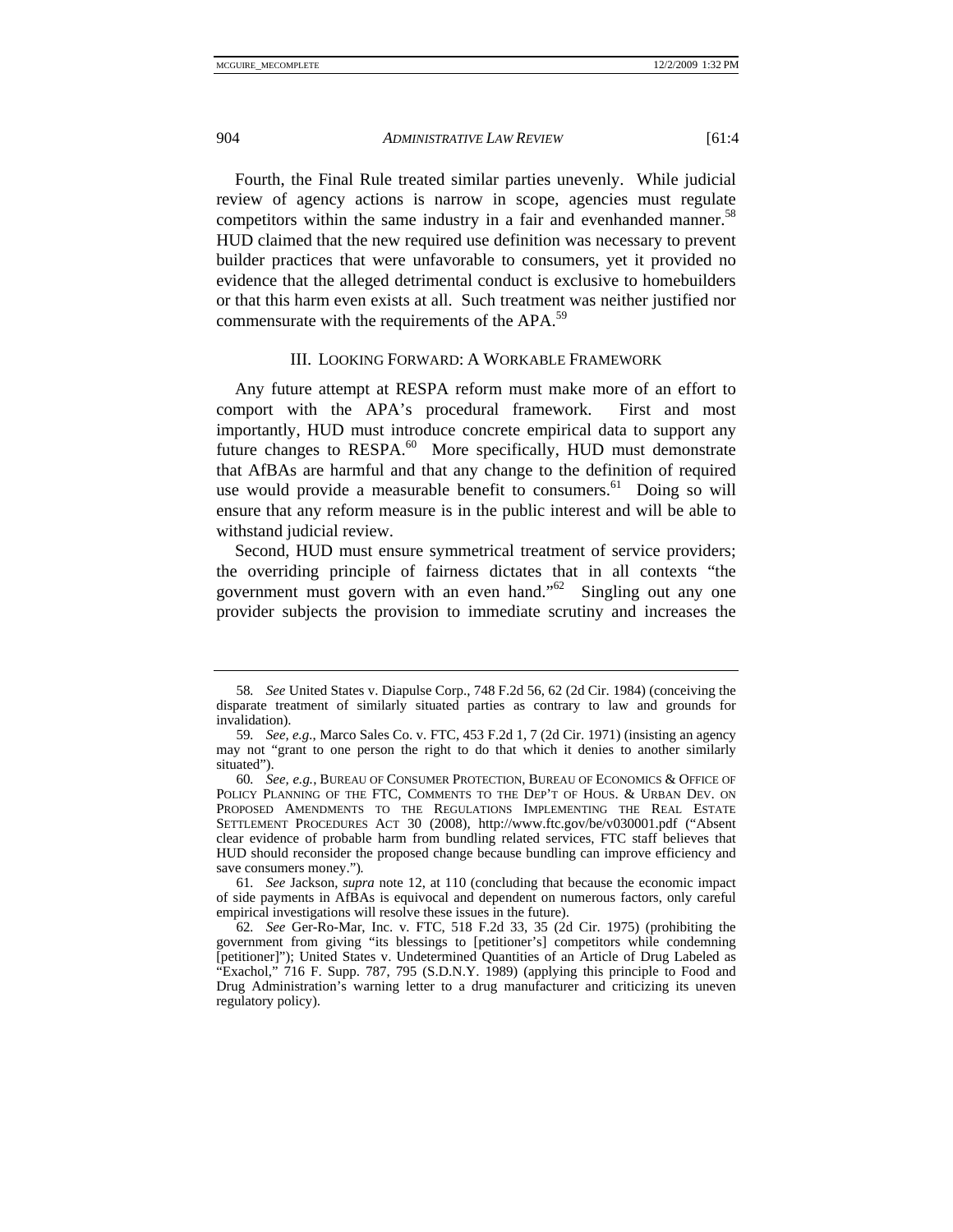Fourth, the Final Rule treated similar parties unevenly. While judicial review of agency actions is narrow in scope, agencies must regulate competitors within the same industry in a fair and evenhanded manner.[58] HUD claimed that the new required use definition was necessary to prevent builder practices that were unfavorable to consumers, yet it provided no evidence that the alleged detrimental conduct is exclusive to homebuilders or that this harm even exists at all. Such treatment was neither justified nor commensurate with the requirements of the APA.[59]

## III. LOOKING FORWARD: A WORKABLE FRAMEWORK

Any future attempt at RESPA reform must make more of an effort to comport with the APA's procedural framework. First and most importantly, HUD must introduce concrete empirical data to support any future changes to RESPA.[60] More specifically, HUD must demonstrate that AfBAs are harmful and that any change to the definition of required use would provide a measurable benefit to consumers.[61] Doing so will ensure that any reform measure is in the public interest and will be able to withstand judicial review.

Second, HUD must ensure symmetrical treatment of service providers; the overriding principle of fairness dictates that in all contexts "the government must govern with an even hand."[62] Singling out any one provider subjects the provision to immediate scrutiny and increases the

---

58. *See* United States v. Diapulse Corp., 748 F.2d 56, 62 (2d Cir. 1984) (conceiving the disparate treatment of similarly situated parties as contrary to law and grounds for invalidation).

59. *See, e.g.*, Marco Sales Co. v. FTC, 453 F.2d 1, 7 (2d Cir. 1971) (insisting an agency may not "grant to one person the right to do that which it denies to another similarly situated").

60. *See, e.g.*, BUREAU OF CONSUMER PROTECTION, BUREAU OF ECONOMICS & OFFICE OF POLICY PLANNING OF THE FTC, COMMENTS TO THE DEP'T OF HOUS. & URBAN DEV. ON PROPOSED AMENDMENTS TO THE REGULATIONS IMPLEMENTING THE REAL ESTATE SETTLEMENT PROCEDURES ACT 30 (2008), http://www.ftc.gov/be/v030001.pdf ("Absent clear evidence of probable harm from bundling related services, FTC staff believes that HUD should reconsider the proposed change because bundling can improve efficiency and save consumers money.").

61. *See* Jackson, *supra* note 12, at 110 (concluding that because the economic impact of side payments in AfBAs is equivocal and dependent on numerous factors, only careful empirical investigations will resolve these issues in the future).

62. *See* Ger-Ro-Mar, Inc. v. FTC, 518 F.2d 33, 35 (2d Cir. 1975) (prohibiting the government from giving "its blessings to [petitioner's] competitors while condemning [petitioner]"); United States v. Undetermined Quantities of an Article of Drug Labeled as "Exachol," 716 F. Supp. 787, 795 (S.D.N.Y. 1989) (applying this principle to Food and Drug Administration's warning letter to a drug manufacturer and criticizing its uneven regulatory policy).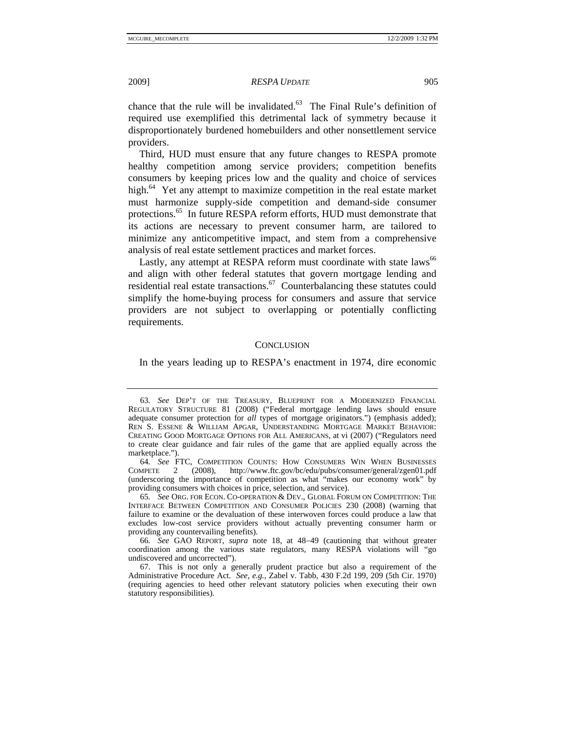chance that the rule will be invalidated.[63] The Final Rule's definition of required use exemplified this detrimental lack of symmetry because it disproportionately burdened homebuilders and other nonsettlement service providers.

Third, HUD must ensure that any future changes to RESPA promote healthy competition among service providers; competition benefits consumers by keeping prices low and the quality and choice of services high.[64] Yet any attempt to maximize competition in the real estate market must harmonize supply-side competition and demand-side consumer protections.[65] In future RESPA reform efforts, HUD must demonstrate that its actions are necessary to prevent consumer harm, are tailored to minimize any anticompetitive impact, and stem from a comprehensive analysis of real estate settlement practices and market forces.

Lastly, any attempt at RESPA reform must coordinate with state laws[66] and align with other federal statutes that govern mortgage lending and residential real estate transactions.[67] Counterbalancing these statutes could simplify the home-buying process for consumers and assure that service providers are not subject to overlapping or potentially conflicting requirements.

## CONCLUSION

In the years leading up to RESPA's enactment in 1974, dire economic

---

63. *See* DEP'T OF THE TREASURY, BLUEPRINT FOR A MODERNIZED FINANCIAL REGULATORY STRUCTURE 81 (2008) ("Federal mortgage lending laws should ensure adequate consumer protection for *all* types of mortgage originators.") (emphasis added); REN S. ESSENE & WILLIAM APGAR, UNDERSTANDING MORTGAGE MARKET BEHAVIOR: CREATING GOOD MORTGAGE OPTIONS FOR ALL AMERICANS, at vi (2007) ("Regulators need to create clear guidance and fair rules of the game that are applied equally across the marketplace.").

64. *See* FTC, COMPETITION COUNTS: HOW CONSUMERS WIN WHEN BUSINESSES COMPETE 2 (2008), http://www.ftc.gov/bc/edu/pubs/consumer/general/zgen01.pdf (underscoring the importance of competition as what "makes our economy work" by providing consumers with choices in price, selection, and service).

65. *See* ORG. FOR ECON. CO-OPERATION & DEV., GLOBAL FORUM ON COMPETITION: THE INTERFACE BETWEEN COMPETITION AND CONSUMER POLICIES 230 (2008) (warning that failure to examine or the devaluation of these interwoven forces could produce a law that excludes low-cost service providers without actually preventing consumer harm or providing any countervailing benefits).

66. *See* GAO REPORT, *supra* note 18, at 48–49 (cautioning that without greater coordination among the various state regulators, many RESPA violations will "go undiscovered and uncorrected").

67. This is not only a generally prudent practice but also a requirement of the Administrative Procedure Act. *See, e.g.*, Zabel v. Tabb, 430 F.2d 199, 209 (5th Cir. 1970) (requiring agencies to heed other relevant statutory policies when executing their own statutory responsibilities).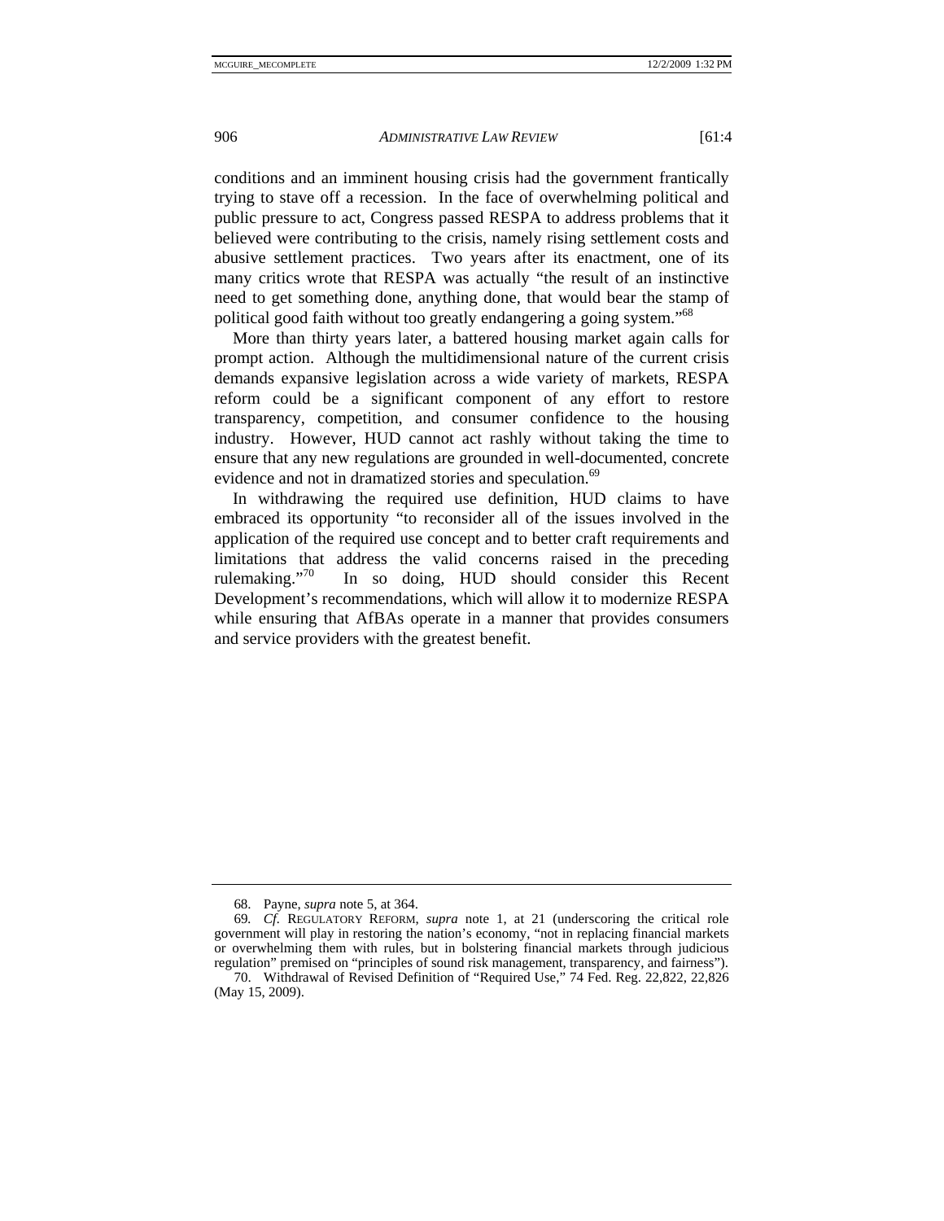conditions and an imminent housing crisis had the government frantically trying to stave off a recession. In the face of overwhelming political and public pressure to act, Congress passed RESPA to address problems that it believed were contributing to the crisis, namely rising settlement costs and abusive settlement practices. Two years after its enactment, one of its many critics wrote that RESPA was actually "the result of an instinctive need to get something done, anything done, that would bear the stamp of political good faith without too greatly endangering a going system."[68]

More than thirty years later, a battered housing market again calls for prompt action. Although the multidimensional nature of the current crisis demands expansive legislation across a wide variety of markets, RESPA reform could be a significant component of any effort to restore transparency, competition, and consumer confidence to the housing industry. However, HUD cannot act rashly without taking the time to ensure that any new regulations are grounded in well-documented, concrete evidence and not in dramatized stories and speculation.[69]

In withdrawing the required use definition, HUD claims to have embraced its opportunity "to reconsider all of the issues involved in the application of the required use concept and to better craft requirements and limitations that address the valid concerns raised in the preceding rulemaking."[70] In so doing, HUD should consider this Recent Development's recommendations, which will allow it to modernize RESPA while ensuring that AfBAs operate in a manner that provides consumers and service providers with the greatest benefit.

---

68. Payne, *supra* note 5, at 364.

69. *Cf.* REGULATORY REFORM, *supra* note 1, at 21 (underscoring the critical role government will play in restoring the nation's economy, "not in replacing financial markets or overwhelming them with rules, but in bolstering financial markets through judicious regulation" premised on "principles of sound risk management, transparency, and fairness").

70. Withdrawal of Revised Definition of "Required Use," 74 Fed. Reg. 22,822, 22,826 (May 15, 2009).